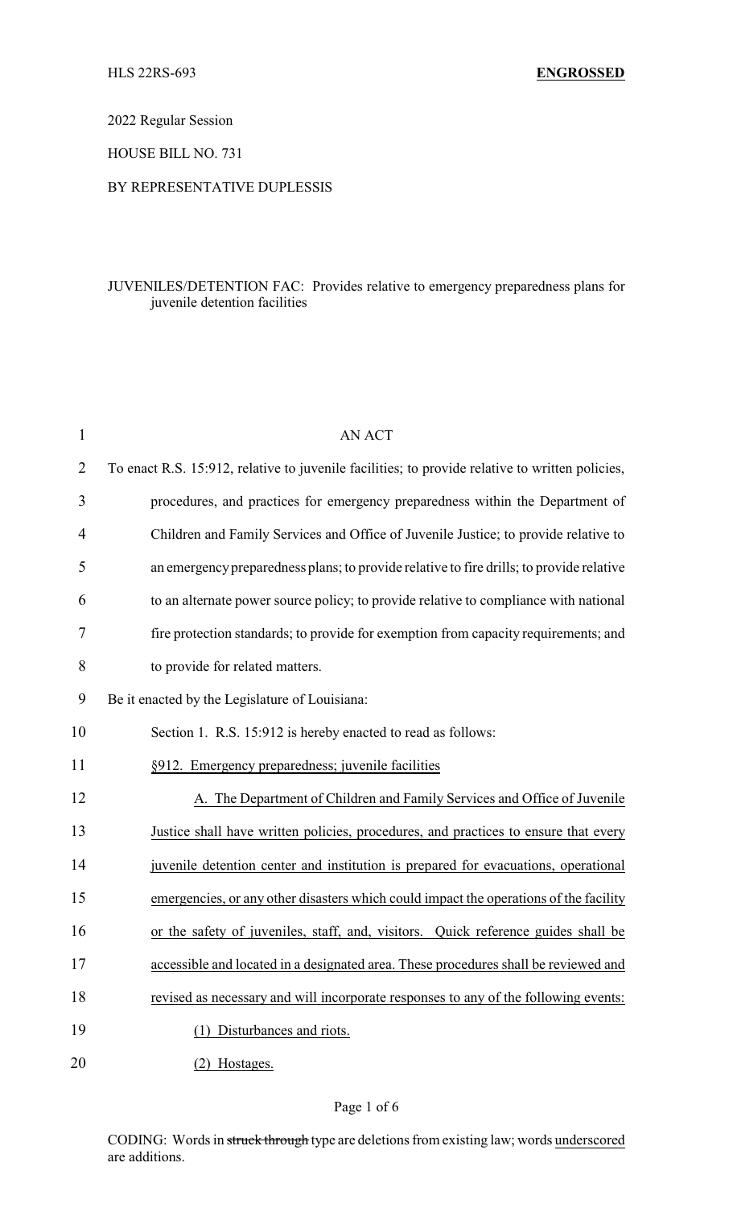HLS 22RS-693 **ENGROSSED**

2022 Regular Session

HOUSE BILL NO. 731

BY REPRESENTATIVE DUPLESSIS

JUVENILES/DETENTION FAC: Provides relative to emergency preparedness plans for juvenile detention facilities

AN ACT

To enact R.S. 15:912, relative to juvenile facilities; to provide relative to written policies, procedures, and practices for emergency preparedness within the Department of Children and Family Services and Office of Juvenile Justice; to provide relative to an emergency preparedness plans; to provide relative to fire drills; to provide relative to an alternate power source policy; to provide relative to compliance with national fire protection standards; to provide for exemption from capacity requirements; and to provide for related matters.

Be it enacted by the Legislature of Louisiana:

Section 1. R.S. 15:912 is hereby enacted to read as follows:

§912. Emergency preparedness; juvenile facilities

A. The Department of Children and Family Services and Office of Juvenile Justice shall have written policies, procedures, and practices to ensure that every juvenile detention center and institution is prepared for evacuations, operational emergencies, or any other disasters which could impact the operations of the facility or the safety of juveniles, staff, and, visitors. Quick reference guides shall be accessible and located in a designated area. These procedures shall be reviewed and revised as necessary and will incorporate responses to any of the following events:

(1) Disturbances and riots.

(2) Hostages.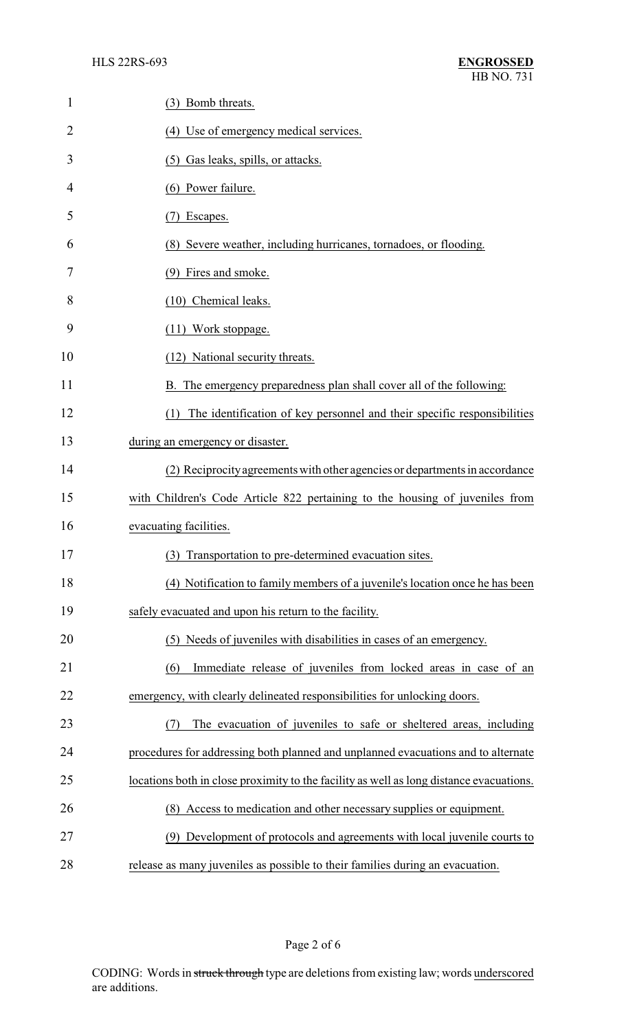(3) Bomb threats.

(4) Use of emergency medical services.

(5) Gas leaks, spills, or attacks.

(6) Power failure.

(7) Escapes.

(8) Severe weather, including hurricanes, tornadoes, or flooding.

(9) Fires and smoke.

(10) Chemical leaks.

(11) Work stoppage.

(12) National security threats.

B. The emergency preparedness plan shall cover all of the following:

(1) The identification of key personnel and their specific responsibilities during an emergency or disaster.

(2) Reciprocity agreements with other agencies or departments in accordance with Children's Code Article 822 pertaining to the housing of juveniles from evacuating facilities.

(3) Transportation to pre-determined evacuation sites.

(4) Notification to family members of a juvenile's location once he has been safely evacuated and upon his return to the facility.

(5) Needs of juveniles with disabilities in cases of an emergency.

(6) Immediate release of juveniles from locked areas in case of an emergency, with clearly delineated responsibilities for unlocking doors.

(7) The evacuation of juveniles to safe or sheltered areas, including procedures for addressing both planned and unplanned evacuations and to alternate locations both in close proximity to the facility as well as long distance evacuations.

(8) Access to medication and other necessary supplies or equipment.

(9) Development of protocols and agreements with local juvenile courts to release as many juveniles as possible to their families during an evacuation.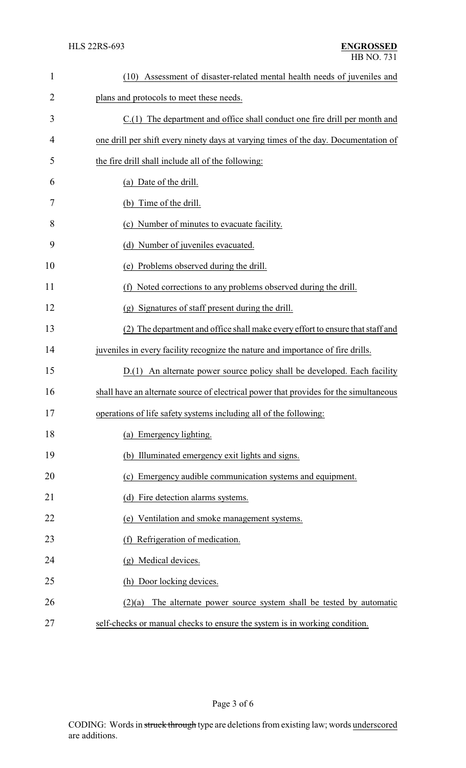(10) Assessment of disaster-related mental health needs of juveniles and plans and protocols to meet these needs.

C.(1) The department and office shall conduct one fire drill per month and one drill per shift every ninety days at varying times of the day. Documentation of the fire drill shall include all of the following:

(a) Date of the drill.

(b) Time of the drill.

(c) Number of minutes to evacuate facility.

(d) Number of juveniles evacuated.

(e) Problems observed during the drill.

(f) Noted corrections to any problems observed during the drill.

(g) Signatures of staff present during the drill.

(2) The department and office shall make every effort to ensure that staff and juveniles in every facility recognize the nature and importance of fire drills.

D.(1) An alternate power source policy shall be developed. Each facility shall have an alternate source of electrical power that provides for the simultaneous operations of life safety systems including all of the following:

(a) Emergency lighting.

(b) Illuminated emergency exit lights and signs.

(c) Emergency audible communication systems and equipment.

(d) Fire detection alarms systems.

(e) Ventilation and smoke management systems.

(f) Refrigeration of medication.

(g) Medical devices.

(h) Door locking devices.

(2)(a) The alternate power source system shall be tested by automatic self-checks or manual checks to ensure the system is in working condition.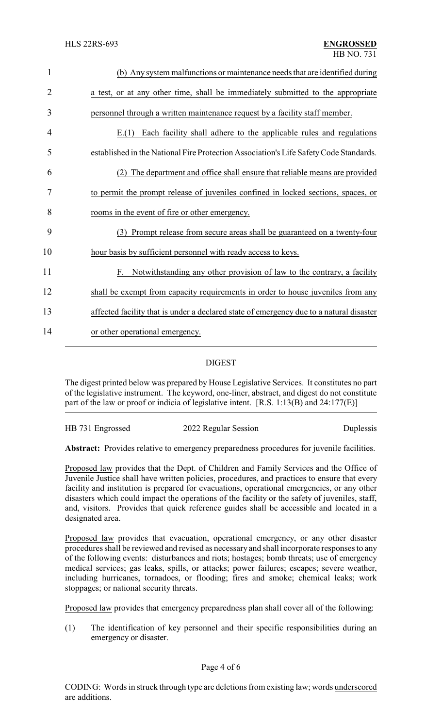(b) Any system malfunctions or maintenance needs that are identified during a test, or at any other time, shall be immediately submitted to the appropriate personnel through a written maintenance request by a facility staff member.

E.(1) Each facility shall adhere to the applicable rules and regulations established in the National Fire Protection Association's Life Safety Code Standards.

(2) The department and office shall ensure that reliable means are provided to permit the prompt release of juveniles confined in locked sections, spaces, or rooms in the event of fire or other emergency.

(3) Prompt release from secure areas shall be guaranteed on a twenty-four hour basis by sufficient personnel with ready access to keys.

F. Notwithstanding any other provision of law to the contrary, a facility shall be exempt from capacity requirements in order to house juveniles from any affected facility that is under a declared state of emergency due to a natural disaster or other operational emergency.

## DIGEST

The digest printed below was prepared by House Legislative Services. It constitutes no part of the legislative instrument. The keyword, one-liner, abstract, and digest do not constitute part of the law or proof or indicia of legislative intent. [R.S. 1:13(B) and 24:177(E)]

HB 731 Engrossed | 2022 Regular Session | Duplessis

**Abstract:** Provides relative to emergency preparedness procedures for juvenile facilities.

Proposed law provides that the Dept. of Children and Family Services and the Office of Juvenile Justice shall have written policies, procedures, and practices to ensure that every facility and institution is prepared for evacuations, operational emergencies, or any other disasters which could impact the operations of the facility or the safety of juveniles, staff, and, visitors. Provides that quick reference guides shall be accessible and located in a designated area.

Proposed law provides that evacuation, operational emergency, or any other disaster procedures shall be reviewed and revised as necessary and shall incorporate responses to any of the following events: disturbances and riots; hostages; bomb threats; use of emergency medical services; gas leaks, spills, or attacks; power failures; escapes; severe weather, including hurricanes, tornadoes, or flooding; fires and smoke; chemical leaks; work stoppages; or national security threats.

Proposed law provides that emergency preparedness plan shall cover all of the following:

(1) The identification of key personnel and their specific responsibilities during an emergency or disaster.

CODING: Words in ~~struck through~~ type are deletions from existing law; words underscored are additions.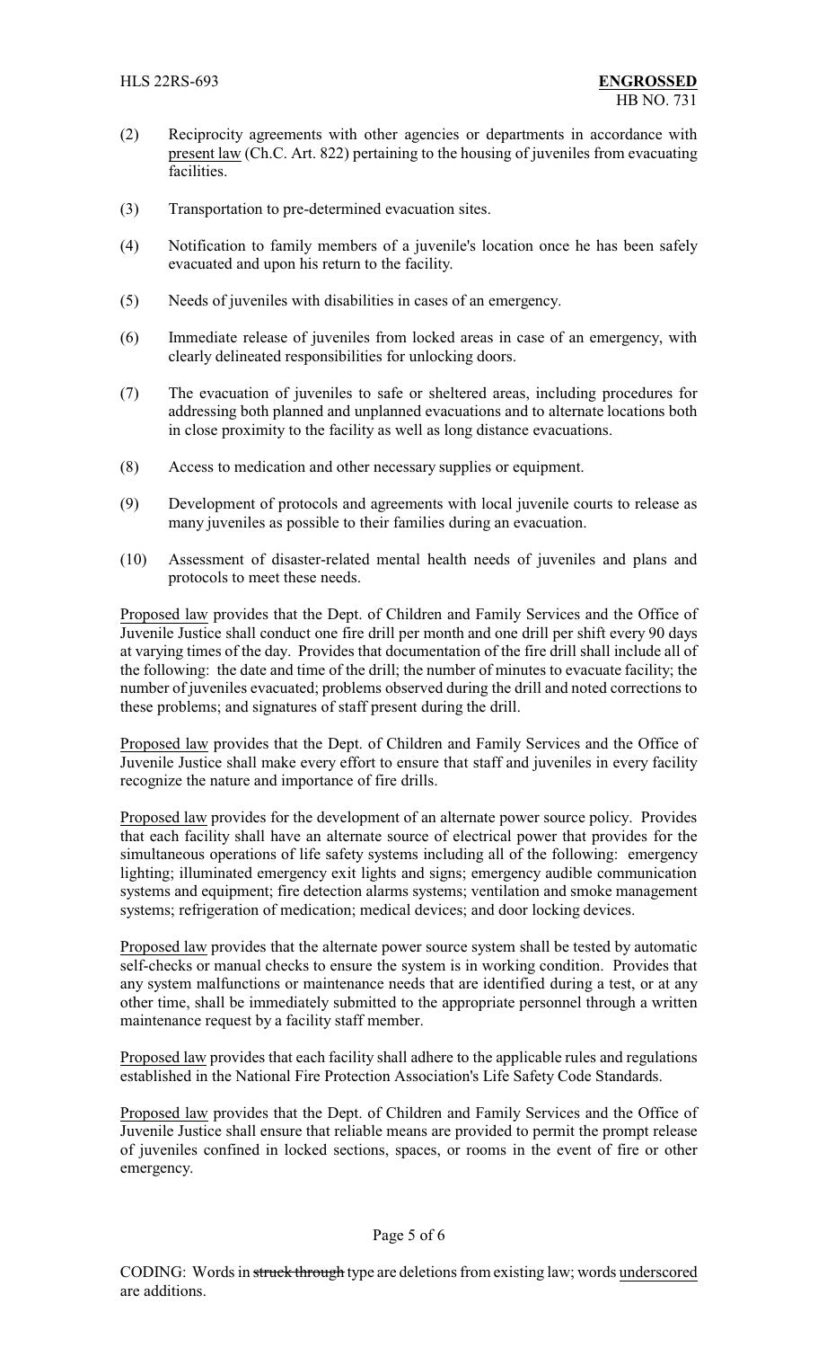(2) Reciprocity agreements with other agencies or departments in accordance with present law (Ch.C. Art. 822) pertaining to the housing of juveniles from evacuating facilities.

(3) Transportation to pre-determined evacuation sites.

(4) Notification to family members of a juvenile's location once he has been safely evacuated and upon his return to the facility.

(5) Needs of juveniles with disabilities in cases of an emergency.

(6) Immediate release of juveniles from locked areas in case of an emergency, with clearly delineated responsibilities for unlocking doors.

(7) The evacuation of juveniles to safe or sheltered areas, including procedures for addressing both planned and unplanned evacuations and to alternate locations both in close proximity to the facility as well as long distance evacuations.

(8) Access to medication and other necessary supplies or equipment.

(9) Development of protocols and agreements with local juvenile courts to release as many juveniles as possible to their families during an evacuation.

(10) Assessment of disaster-related mental health needs of juveniles and plans and protocols to meet these needs.

Proposed law provides that the Dept. of Children and Family Services and the Office of Juvenile Justice shall conduct one fire drill per month and one drill per shift every 90 days at varying times of the day. Provides that documentation of the fire drill shall include all of the following: the date and time of the drill; the number of minutes to evacuate facility; the number of juveniles evacuated; problems observed during the drill and noted corrections to these problems; and signatures of staff present during the drill.

Proposed law provides that the Dept. of Children and Family Services and the Office of Juvenile Justice shall make every effort to ensure that staff and juveniles in every facility recognize the nature and importance of fire drills.

Proposed law provides for the development of an alternate power source policy. Provides that each facility shall have an alternate source of electrical power that provides for the simultaneous operations of life safety systems including all of the following: emergency lighting; illuminated emergency exit lights and signs; emergency audible communication systems and equipment; fire detection alarms systems; ventilation and smoke management systems; refrigeration of medication; medical devices; and door locking devices.

Proposed law provides that the alternate power source system shall be tested by automatic self-checks or manual checks to ensure the system is in working condition. Provides that any system malfunctions or maintenance needs that are identified during a test, or at any other time, shall be immediately submitted to the appropriate personnel through a written maintenance request by a facility staff member.

Proposed law provides that each facility shall adhere to the applicable rules and regulations established in the National Fire Protection Association's Life Safety Code Standards.

Proposed law provides that the Dept. of Children and Family Services and the Office of Juvenile Justice shall ensure that reliable means are provided to permit the prompt release of juveniles confined in locked sections, spaces, or rooms in the event of fire or other emergency.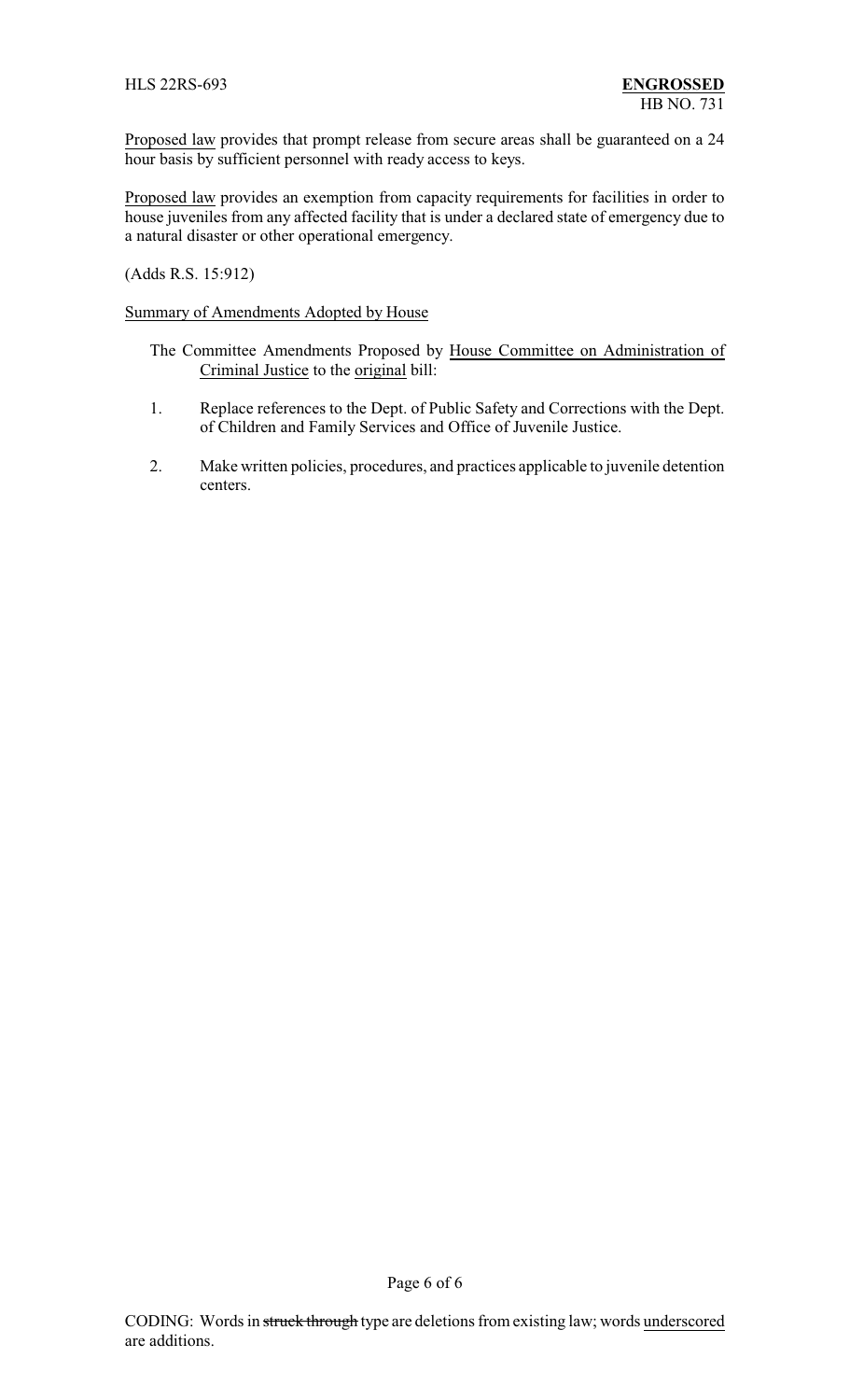Proposed law provides that prompt release from secure areas shall be guaranteed on a 24 hour basis by sufficient personnel with ready access to keys.

Proposed law provides an exemption from capacity requirements for facilities in order to house juveniles from any affected facility that is under a declared state of emergency due to a natural disaster or other operational emergency.

(Adds R.S. 15:912)

Summary of Amendments Adopted by House

The Committee Amendments Proposed by House Committee on Administration of Criminal Justice to the original bill:

1. Replace references to the Dept. of Public Safety and Corrections with the Dept. of Children and Family Services and Office of Juvenile Justice.
2. Make written policies, procedures, and practices applicable to juvenile detention centers.

CODING: Words in ~~struck through~~ type are deletions from existing law; words underscored are additions.